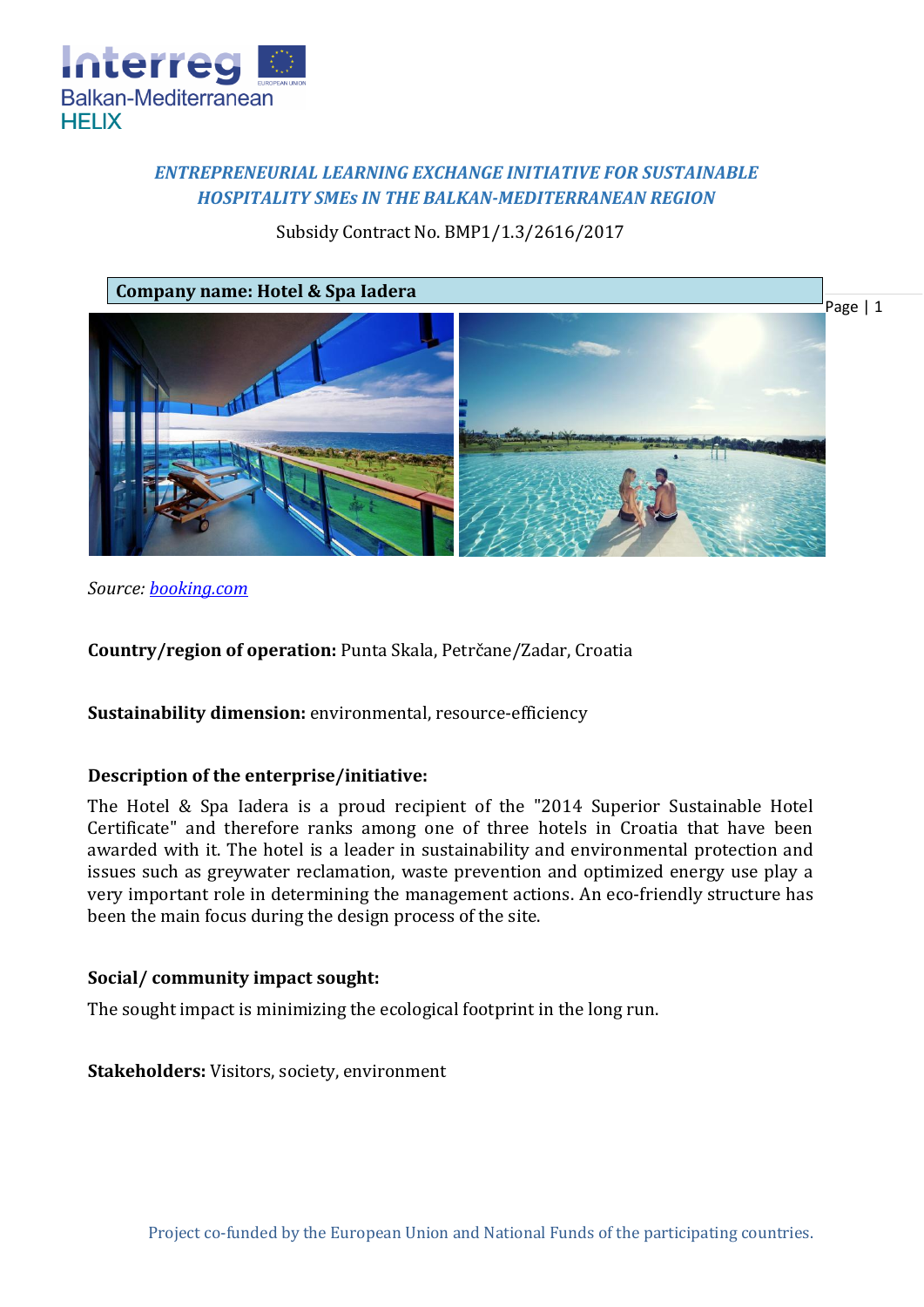## *ENTREPRENEURIAL LEARNING EXCHANGE INITIATIVE FOR SUSTAINABLE HOSPITALITY SMEs IN THE BALKAN-MEDITERRANEAN REGION*

Subsidy Contract No. BMP1/1.3/2616/2017

**Company name: Hotel & Spa Iadera**

*Source: booking.com*

**Country/region of operation:** Punta Skala, Petrčane/Zadar, Croatia

**Sustainability dimension:** environmental, resource-efficiency

**Description of the enterprise/initiative:**

The Hotel & Spa Iadera is a proud recipient of the "2014 Superior Sustainable Hotel Certificate" and therefore ranks among one of three hotels in Croatia that have been awarded with it. The hotel is a leader in sustainability and environmental protection and issues such as greywater reclamation, waste prevention and optimized energy use play a very important role in determining the management actions. An eco-friendly structure has been the main focus during the design process of the site.

**Social/ community impact sought:**

The sought impact is minimizing the ecological footprint in the long run.

**Stakeholders:** Visitors, society, environment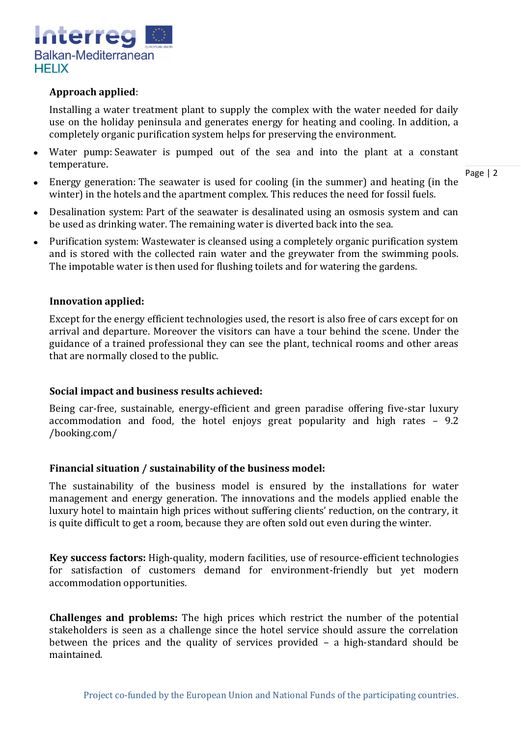**Approach applied**:

Installing a water treatment plant to supply the complex with the water needed for daily use on the holiday peninsula and generates energy for heating and cooling. In addition, a completely organic purification system helps for preserving the environment.

- Water pump: Seawater is pumped out of the sea and into the plant at a constant temperature.
- Energy generation: The seawater is used for cooling (in the summer) and heating (in the winter) in the hotels and the apartment complex. This reduces the need for fossil fuels.
- Desalination system: Part of the seawater is desalinated using an osmosis system and can be used as drinking water. The remaining water is diverted back into the sea.
- Purification system: Wastewater is cleansed using a completely organic purification system and is stored with the collected rain water and the greywater from the swimming pools. The impotable water is then used for flushing toilets and for watering the gardens.

**Innovation applied:**

Except for the energy efficient technologies used, the resort is also free of cars except for on arrival and departure. Moreover the visitors can have a tour behind the scene. Under the guidance of a trained professional they can see the plant, technical rooms and other areas that are normally closed to the public.

**Social impact and business results achieved:**

Being car-free, sustainable, energy-efficient and green paradise offering five-star luxury accommodation and food, the hotel enjoys great popularity and high rates – 9.2 /booking.com/

**Financial situation / sustainability of the business model:**

The sustainability of the business model is ensured by the installations for water management and energy generation. The innovations and the models applied enable the luxury hotel to maintain high prices without suffering clients' reduction, on the contrary, it is quite difficult to get a room, because they are often sold out even during the winter.

**Key success factors:** High-quality, modern facilities, use of resource-efficient technologies for satisfaction of customers demand for environment-friendly but yet modern accommodation opportunities.

**Challenges and problems:** The high prices which restrict the number of the potential stakeholders is seen as a challenge since the hotel service should assure the correlation between the prices and the quality of services provided – a high-standard should be maintained.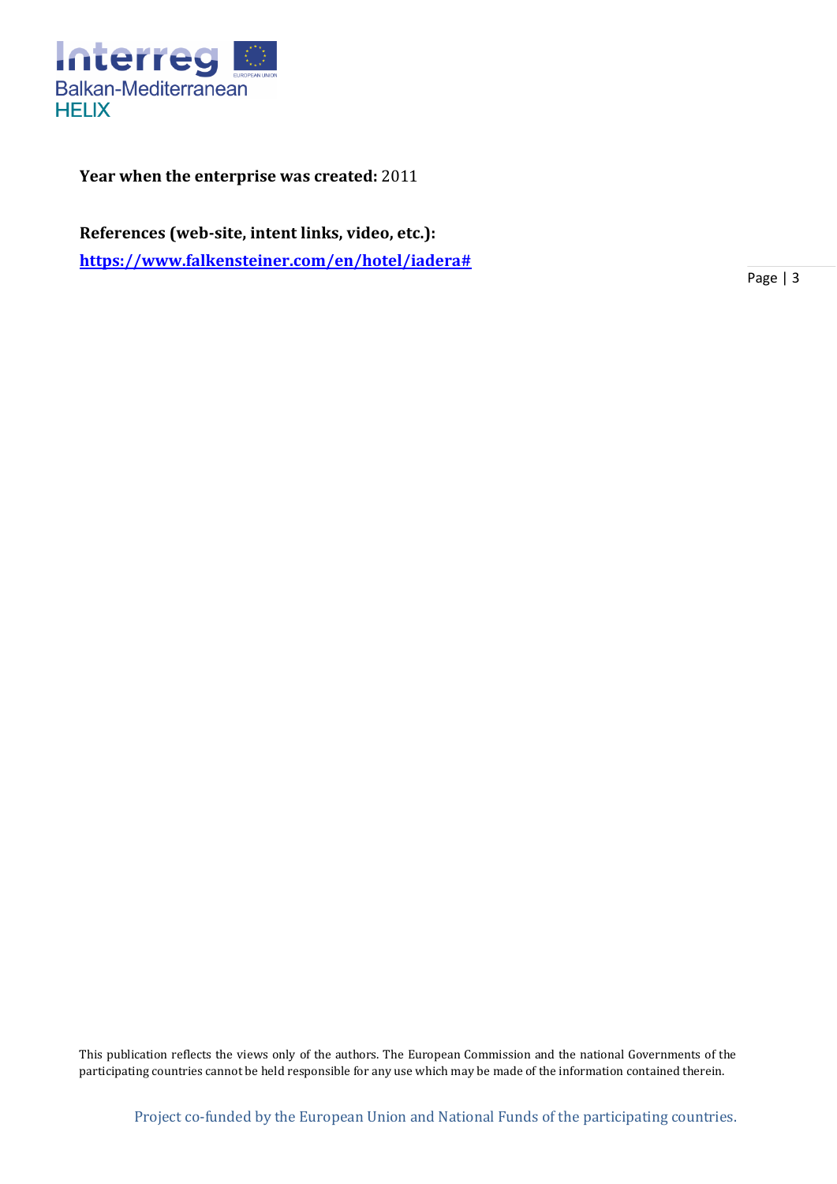**Year when the enterprise was created:** 2011

**References (web-site, intent links, video, etc.):**

**https://www.falkensteiner.com/en/hotel/iadera#**

This publication reflects the views only of the authors. The European Commission and the national Governments of the participating countries cannot be held responsible for any use which may be made of the information contained therein.

Project co-funded by the European Union and National Funds of the participating countries.